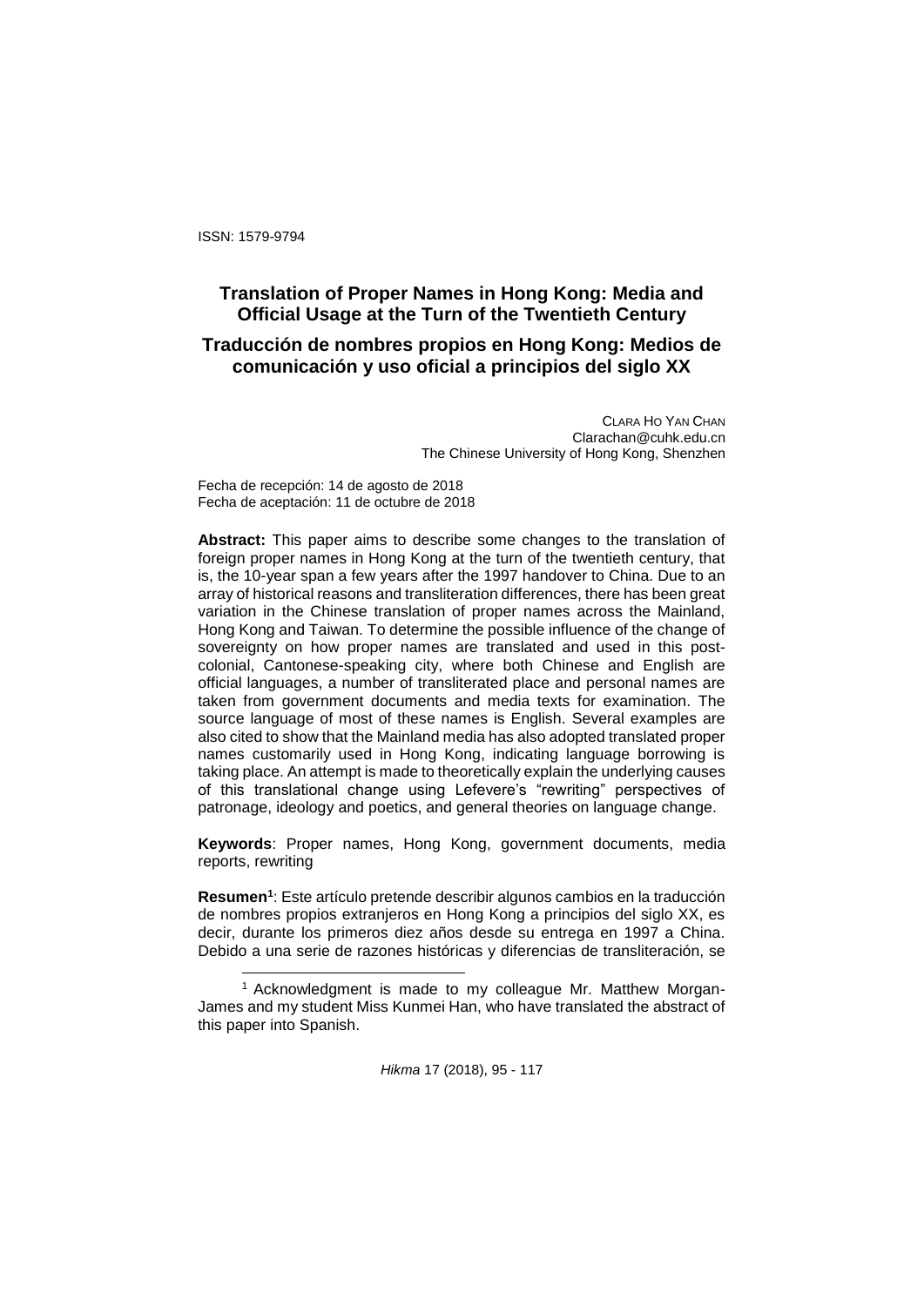ISSN: 1579-9794

# Translation of Proper Names in Hong Kong: Media and Official Usage at the Turn of the Twentieth Century

# Traducción de nombres propios en Hong Kong: Medios de comunicación y uso oficial a principios del siglo XX

CLARA HO YAN CHAN
Clarachan@cuhk.edu.cn
The Chinese University of Hong Kong, Shenzhen

Fecha de recepción: 14 de agosto de 2018
Fecha de aceptación: 11 de octubre de 2018

**Abstract:** This paper aims to describe some changes to the translation of foreign proper names in Hong Kong at the turn of the twentieth century, that is, the 10-year span a few years after the 1997 handover to China. Due to an array of historical reasons and transliteration differences, there has been great variation in the Chinese translation of proper names across the Mainland, Hong Kong and Taiwan. To determine the possible influence of the change of sovereignty on how proper names are translated and used in this post-colonial, Cantonese-speaking city, where both Chinese and English are official languages, a number of transliterated place and personal names are taken from government documents and media texts for examination. The source language of most of these names is English. Several examples are also cited to show that the Mainland media has also adopted translated proper names customarily used in Hong Kong, indicating language borrowing is taking place. An attempt is made to theoretically explain the underlying causes of this translational change using Lefevere's "rewriting" perspectives of patronage, ideology and poetics, and general theories on language change.

**Keywords**: Proper names, Hong Kong, government documents, media reports, rewriting

**Resumen**[1]: Este artículo pretende describir algunos cambios en la traducción de nombres propios extranjeros en Hong Kong a principios del siglo XX, es decir, durante los primeros diez años desde su entrega en 1997 a China. Debido a una serie de razones históricas y diferencias de transliteración, se

[1] Acknowledgment is made to my colleague Mr. Matthew Morgan-James and my student Miss Kunmei Han, who have translated the abstract of this paper into Spanish.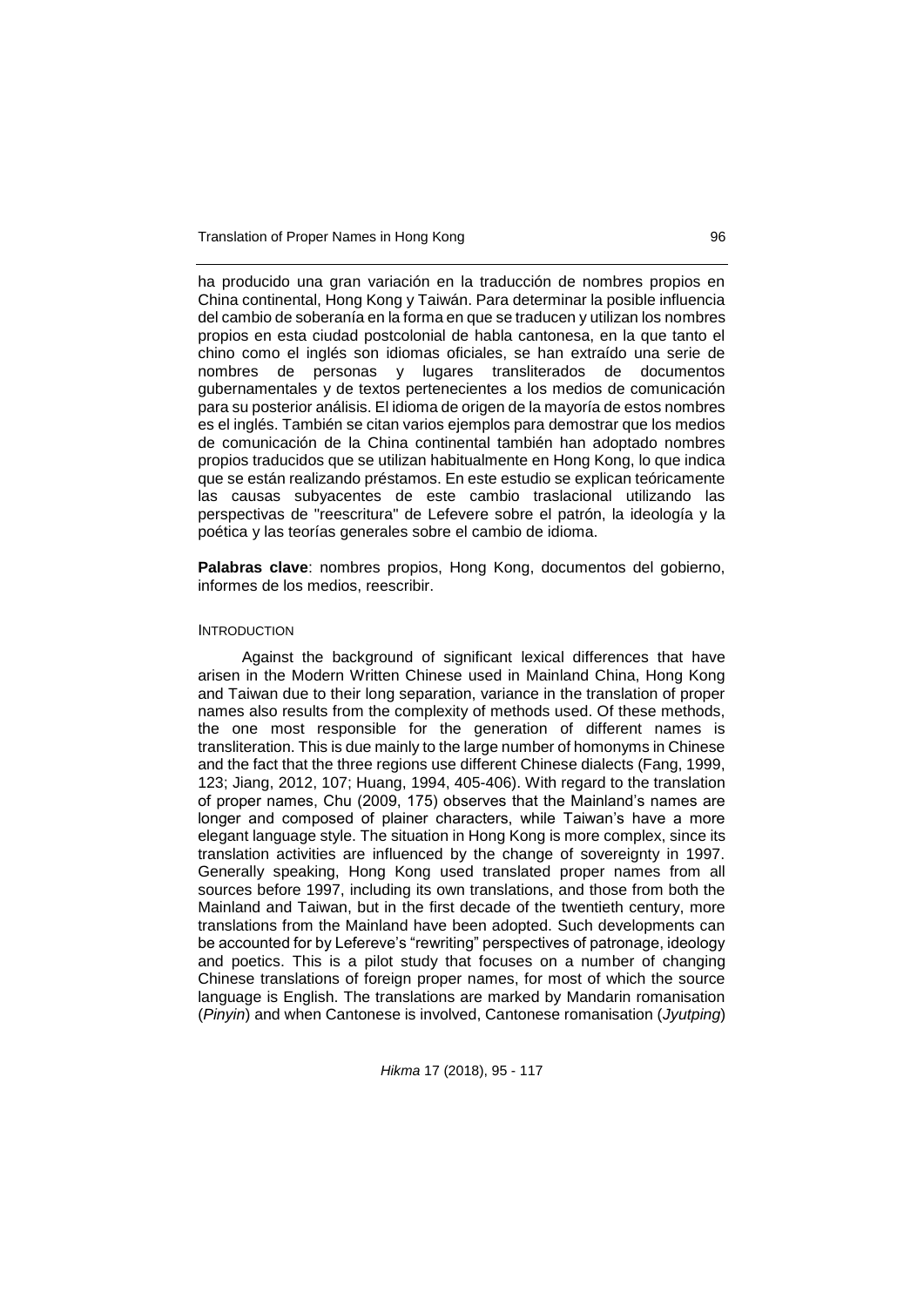ha producido una gran variación en la traducción de nombres propios en China continental, Hong Kong y Taiwán. Para determinar la posible influencia del cambio de soberanía en la forma en que se traducen y utilizan los nombres propios en esta ciudad postcolonial de habla cantonesa, en la que tanto el chino como el inglés son idiomas oficiales, se han extraído una serie de nombres de personas y lugares transliterados de documentos gubernamentales y de textos pertenecientes a los medios de comunicación para su posterior análisis. El idioma de origen de la mayoría de estos nombres es el inglés. También se citan varios ejemplos para demostrar que los medios de comunicación de la China continental también han adoptado nombres propios traducidos que se utilizan habitualmente en Hong Kong, lo que indica que se están realizando préstamos. En este estudio se explican teóricamente las causas subyacentes de este cambio traslacional utilizando las perspectivas de "reescritura" de Lefevere sobre el patrón, la ideología y la poética y las teorías generales sobre el cambio de idioma.

**Palabras clave**: nombres propios, Hong Kong, documentos del gobierno, informes de los medios, reescribir.

## INTRODUCTION

Against the background of significant lexical differences that have arisen in the Modern Written Chinese used in Mainland China, Hong Kong and Taiwan due to their long separation, variance in the translation of proper names also results from the complexity of methods used. Of these methods, the one most responsible for the generation of different names is transliteration. This is due mainly to the large number of homonyms in Chinese and the fact that the three regions use different Chinese dialects (Fang, 1999, 123; Jiang, 2012, 107; Huang, 1994, 405-406). With regard to the translation of proper names, Chu (2009, 175) observes that the Mainland's names are longer and composed of plainer characters, while Taiwan's have a more elegant language style. The situation in Hong Kong is more complex, since its translation activities are influenced by the change of sovereignty in 1997. Generally speaking, Hong Kong used translated proper names from all sources before 1997, including its own translations, and those from both the Mainland and Taiwan, but in the first decade of the twentieth century, more translations from the Mainland have been adopted. Such developments can be accounted for by Lefereve's "rewriting" perspectives of patronage, ideology and poetics. This is a pilot study that focuses on a number of changing Chinese translations of foreign proper names, for most of which the source language is English. The translations are marked by Mandarin romanisation (*Pinyin*) and when Cantonese is involved, Cantonese romanisation (*Jyutping*)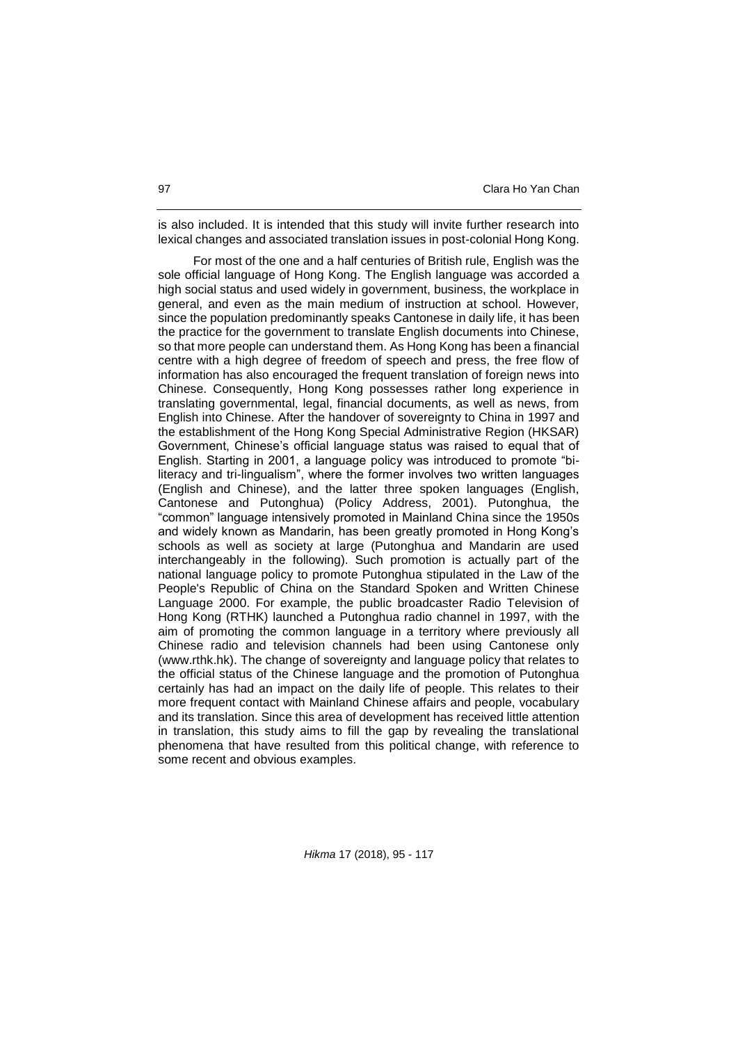is also included. It is intended that this study will invite further research into lexical changes and associated translation issues in post-colonial Hong Kong.

For most of the one and a half centuries of British rule, English was the sole official language of Hong Kong. The English language was accorded a high social status and used widely in government, business, the workplace in general, and even as the main medium of instruction at school. However, since the population predominantly speaks Cantonese in daily life, it has been the practice for the government to translate English documents into Chinese, so that more people can understand them. As Hong Kong has been a financial centre with a high degree of freedom of speech and press, the free flow of information has also encouraged the frequent translation of foreign news into Chinese. Consequently, Hong Kong possesses rather long experience in translating governmental, legal, financial documents, as well as news, from English into Chinese. After the handover of sovereignty to China in 1997 and the establishment of the Hong Kong Special Administrative Region (HKSAR) Government, Chinese's official language status was raised to equal that of English. Starting in 2001, a language policy was introduced to promote "bi-literacy and tri-lingualism", where the former involves two written languages (English and Chinese), and the latter three spoken languages (English, Cantonese and Putonghua) (Policy Address, 2001). Putonghua, the "common" language intensively promoted in Mainland China since the 1950s and widely known as Mandarin, has been greatly promoted in Hong Kong's schools as well as society at large (Putonghua and Mandarin are used interchangeably in the following). Such promotion is actually part of the national language policy to promote Putonghua stipulated in the Law of the People's Republic of China on the Standard Spoken and Written Chinese Language 2000. For example, the public broadcaster Radio Television of Hong Kong (RTHK) launched a Putonghua radio channel in 1997, with the aim of promoting the common language in a territory where previously all Chinese radio and television channels had been using Cantonese only (www.rthk.hk). The change of sovereignty and language policy that relates to the official status of the Chinese language and the promotion of Putonghua certainly has had an impact on the daily life of people. This relates to their more frequent contact with Mainland Chinese affairs and people, vocabulary and its translation. Since this area of development has received little attention in translation, this study aims to fill the gap by revealing the translational phenomena that have resulted from this political change, with reference to some recent and obvious examples.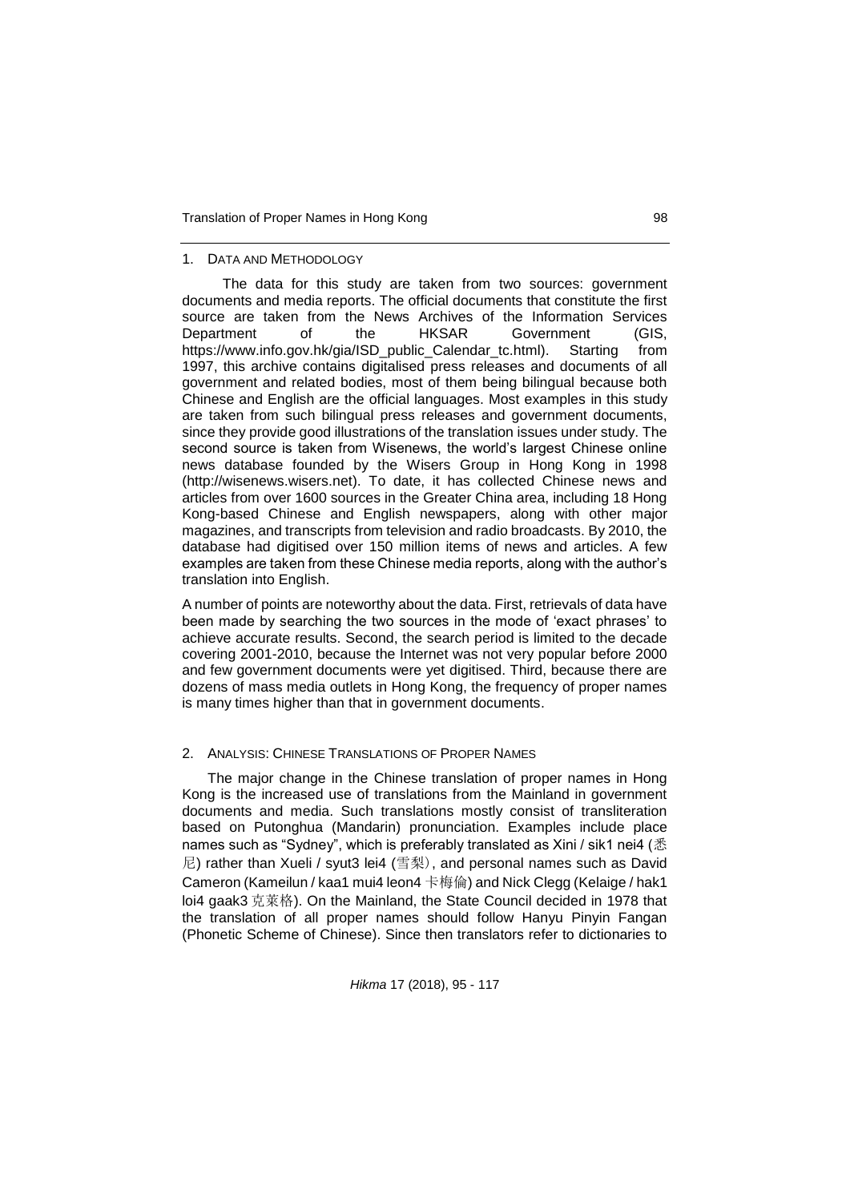## 1. Data and Methodology

The data for this study are taken from two sources: government documents and media reports. The official documents that constitute the first source are taken from the News Archives of the Information Services Department of the HKSAR Government (GIS, https://www.info.gov.hk/gia/ISD_public_Calendar_tc.html). Starting from 1997, this archive contains digitalised press releases and documents of all government and related bodies, most of them being bilingual because both Chinese and English are the official languages. Most examples in this study are taken from such bilingual press releases and government documents, since they provide good illustrations of the translation issues under study. The second source is taken from Wisenews, the world's largest Chinese online news database founded by the Wisers Group in Hong Kong in 1998 (http://wisenews.wisers.net). To date, it has collected Chinese news and articles from over 1600 sources in the Greater China area, including 18 Hong Kong-based Chinese and English newspapers, along with other major magazines, and transcripts from television and radio broadcasts. By 2010, the database had digitised over 150 million items of news and articles. A few examples are taken from these Chinese media reports, along with the author's translation into English.

A number of points are noteworthy about the data. First, retrievals of data have been made by searching the two sources in the mode of 'exact phrases' to achieve accurate results. Second, the search period is limited to the decade covering 2001-2010, because the Internet was not very popular before 2000 and few government documents were yet digitised. Third, because there are dozens of mass media outlets in Hong Kong, the frequency of proper names is many times higher than that in government documents.

## 2. Analysis: Chinese Translations of Proper Names

The major change in the Chinese translation of proper names in Hong Kong is the increased use of translations from the Mainland in government documents and media. Such translations mostly consist of transliteration based on Putonghua (Mandarin) pronunciation. Examples include place names such as "Sydney", which is preferably translated as Xini / sik1 nei4 (悉尼) rather than Xueli / syut3 lei4 (雪梨), and personal names such as David Cameron (Kameilun / kaa1 mui4 leon4 卡梅倫) and Nick Clegg (Kelaige / hak1 loi4 gaak3 克萊格). On the Mainland, the State Council decided in 1978 that the translation of all proper names should follow Hanyu Pinyin Fangan (Phonetic Scheme of Chinese). Since then translators refer to dictionaries to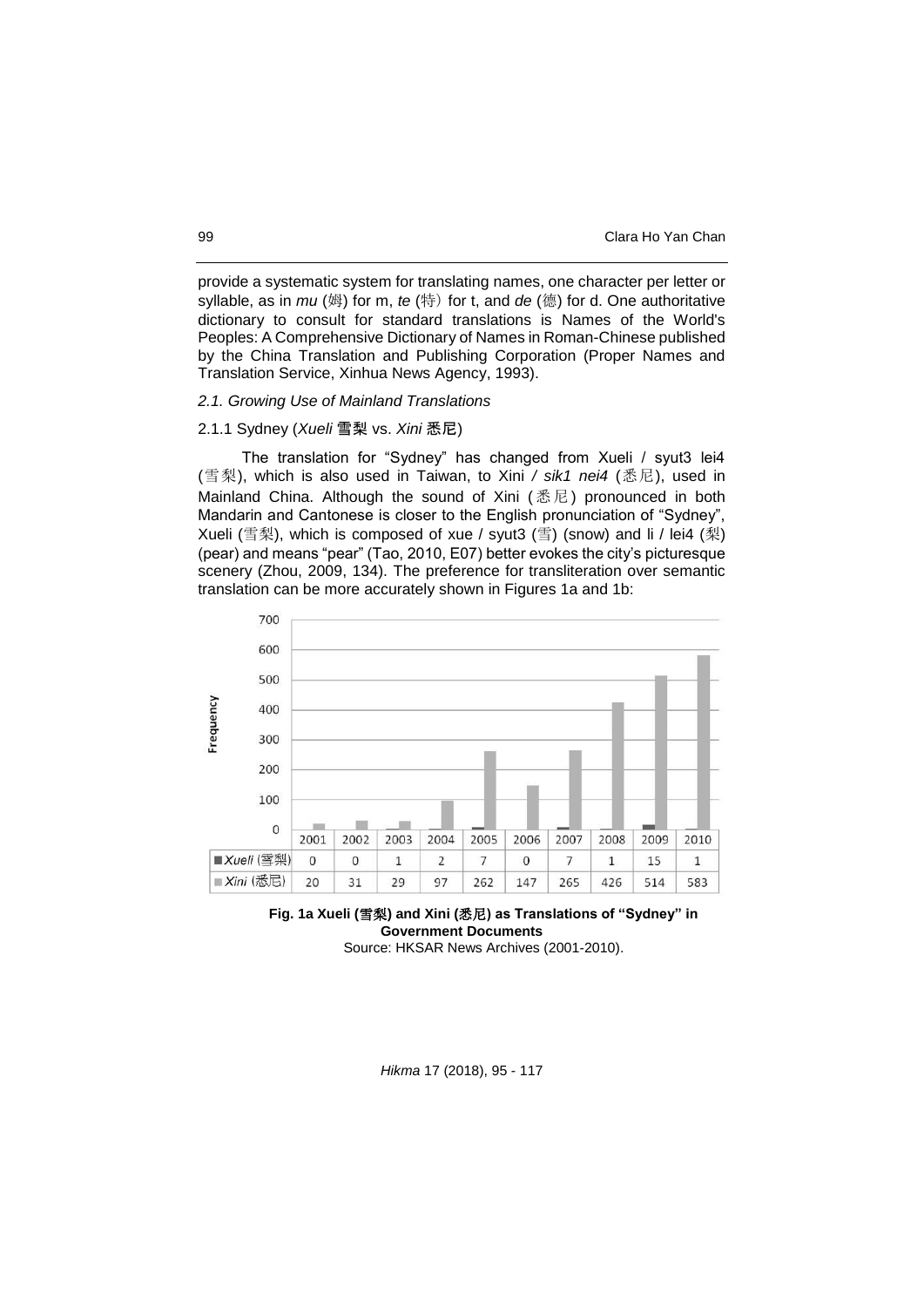provide a systematic system for translating names, one character per letter or syllable, as in *mu* (姆) for m, *te* (特) for t, and *de* (德) for d. One authoritative dictionary to consult for standard translations is Names of the World's Peoples: A Comprehensive Dictionary of Names in Roman-Chinese published by the China Translation and Publishing Corporation (Proper Names and Translation Service, Xinhua News Agency, 1993).

### *2.1. Growing Use of Mainland Translations*

#### 2.1.1 Sydney (*Xueli* 雪梨 vs. *Xini* 悉尼)

The translation for "Sydney" has changed from Xueli / syut3 lei4 (雪梨), which is also used in Taiwan, to Xini / *sik1 nei4* (悉尼), used in Mainland China. Although the sound of Xini (悉尼) pronounced in both Mandarin and Cantonese is closer to the English pronunciation of "Sydney", Xueli (雪梨), which is composed of xue / syut3 (雪) (snow) and li / lei4 (梨) (pear) and means "pear" (Tao, 2010, E07) better evokes the city's picturesque scenery (Zhou, 2009, 134). The preference for transliteration over semantic translation can be more accurately shown in Figures 1a and 1b:

| | 2001 | 2002 | 2003 | 2004 | 2005 | 2006 | 2007 | 2008 | 2009 | 2010 |
|---|---|---|---|---|---|---|---|---|---|---|
| *Xueli* (雪梨) | 0 | 0 | 1 | 2 | 7 | 0 | 7 | 1 | 15 | 1 |
| *Xini* (悉尼) | 20 | 31 | 29 | 97 | 262 | 147 | 265 | 426 | 514 | 583 |

**Fig. 1a Xueli (雪梨) and Xini (悉尼) as Translations of "Sydney" in Government Documents**

Source: HKSAR News Archives (2001-2010).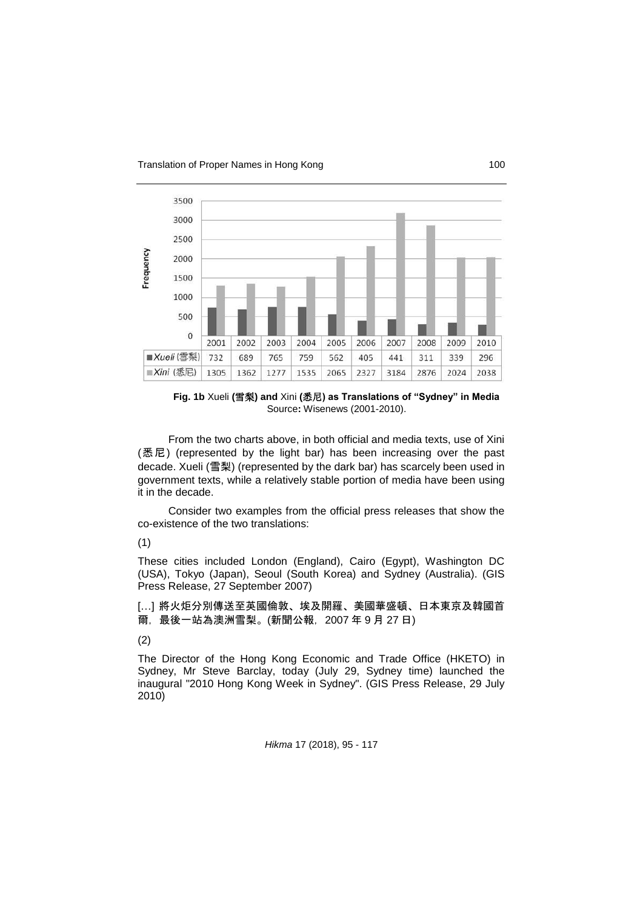| | 2001 | 2002 | 2003 | 2004 | 2005 | 2006 | 2007 | 2008 | 2009 | 2010 |
|---|---|---|---|---|---|---|---|---|---|---|
| *Xueli* (雪梨) | 732 | 689 | 765 | 759 | 562 | 405 | 441 | 311 | 339 | 296 |
| *Xini* (悉尼) | 1305 | 1362 | 1277 | 1535 | 2065 | 2327 | 3184 | 2876 | 2024 | 2038 |

**Fig. 1b** Xueli **(雪梨) and** Xini **(悉尼) as Translations of "Sydney" in Media**
Source**:** Wisenews (2001-2010).

From the two charts above, in both official and media texts, use of Xini (悉尼) (represented by the light bar) has been increasing over the past decade. Xueli (雪梨) (represented by the dark bar) has scarcely been used in government texts, while a relatively stable portion of media have been using it in the decade.

Consider two examples from the official press releases that show the co-existence of the two translations:

(1)

These cities included London (England), Cairo (Egypt), Washington DC (USA), Tokyo (Japan), Seoul (South Korea) and Sydney (Australia). (GIS Press Release, 27 September 2007)

[…] 將火炬分別傳送至英國倫敦、埃及開羅、美國華盛頓、日本東京及韓國首爾，最後一站為澳洲雪梨。(新聞公報，2007 年 9 月 27 日)

(2)

The Director of the Hong Kong Economic and Trade Office (HKETO) in Sydney, Mr Steve Barclay, today (July 29, Sydney time) launched the inaugural "2010 Hong Kong Week in Sydney". (GIS Press Release, 29 July 2010)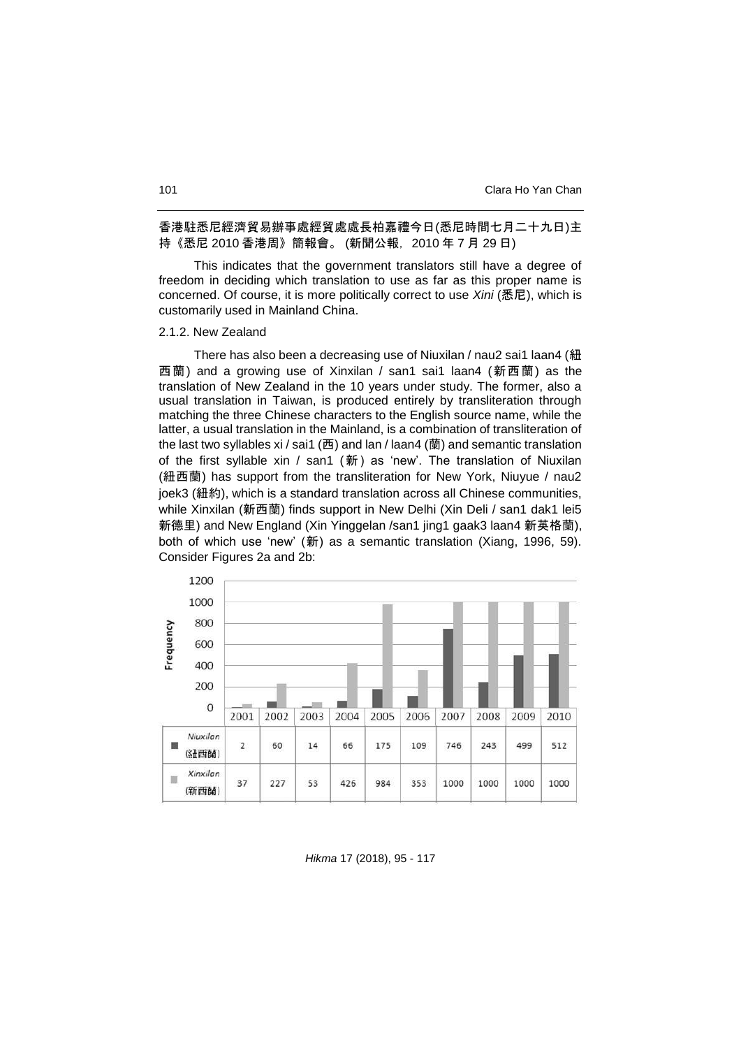香港駐悉尼經濟貿易辦事處經貿處處長柏嘉禮今日(悉尼時間七月二十九日)主持《悉尼 2010 香港周》簡報會。 (新聞公報，2010 年 7 月 29 日)

This indicates that the government translators still have a degree of freedom in deciding which translation to use as far as this proper name is concerned. Of course, it is more politically correct to use *Xini* (悉尼), which is customarily used in Mainland China.

### 2.1.2. New Zealand

There has also been a decreasing use of Niuxilan / nau2 sai1 laan4 (紐西蘭) and a growing use of Xinxilan / san1 sai1 laan4 (新西蘭) as the translation of New Zealand in the 10 years under study. The former, also a usual translation in Taiwan, is produced entirely by transliteration through matching the three Chinese characters to the English source name, while the latter, a usual translation in the Mainland, is a combination of transliteration of the last two syllables xi / sai1 (西) and lan / laan4 (蘭) and semantic translation of the first syllable xin / san1 (新) as 'new'. The translation of Niuxilan (紐西蘭) has support from the transliteration for New York, Niuyue / nau2 joek3 (紐約), which is a standard translation across all Chinese communities, while Xinxilan (新西蘭) finds support in New Delhi (Xin Deli / san1 dak1 lei5 新德里) and New England (Xin Yinggelan /san1 jing1 gaak3 laan4 新英格蘭), both of which use 'new' (新) as a semantic translation (Xiang, 1996, 59). Consider Figures 2a and 2b:

| | 2001 | 2002 | 2003 | 2004 | 2005 | 2006 | 2007 | 2008 | 2009 | 2010 |
|---|---|---|---|---|---|---|---|---|---|---|
| Niuxilan (紐西蘭) | 2 | 60 | 14 | 66 | 175 | 109 | 746 | 243 | 499 | 512 |
| Xinxilan (新西蘭) | 37 | 227 | 53 | 426 | 984 | 353 | 1000 | 1000 | 1000 | 1000 |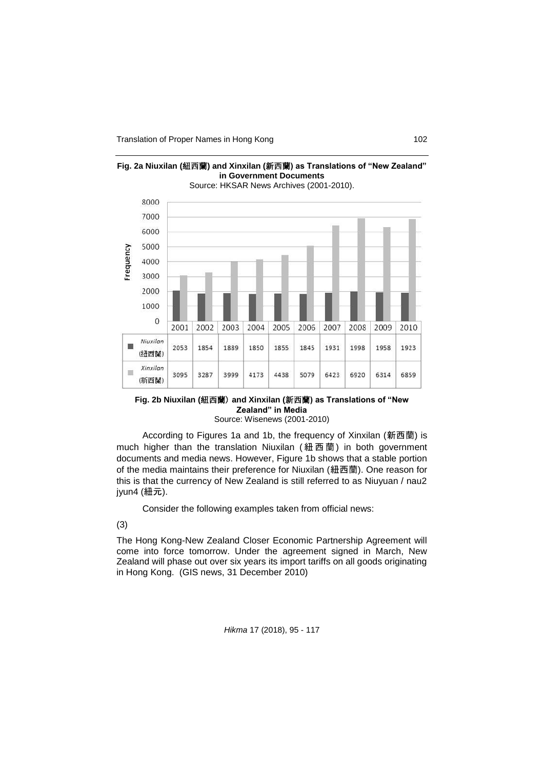**Fig. 2a Niuxilan (紐西蘭) and Xinxilan (新西蘭) as Translations of "New Zealand" in Government Documents**

Source: HKSAR News Archives (2001-2010).

| | 2001 | 2002 | 2003 | 2004 | 2005 | 2006 | 2007 | 2008 | 2009 | 2010 |
|---|---|---|---|---|---|---|---|---|---|---|
| *Niuxilan* (紐西蘭) | 2053 | 1854 | 1889 | 1850 | 1855 | 1845 | 1931 | 1998 | 1958 | 1923 |
| *Xinxilan* (新西蘭) | 3095 | 3287 | 3999 | 4173 | 4438 | 5079 | 6423 | 6920 | 6314 | 6859 |

**Fig. 2b Niuxilan (紐西蘭) and Xinxilan (新西蘭) as Translations of "New Zealand" in Media**

Source: Wisenews (2001-2010)

According to Figures 1a and 1b, the frequency of Xinxilan (新西蘭) is much higher than the translation Niuxilan (紐西蘭) in both government documents and media news. However, Figure 1b shows that a stable portion of the media maintains their preference for Niuxilan (紐西蘭). One reason for this is that the currency of New Zealand is still referred to as Niuyuan / nau2 jyun4 (紐元).

Consider the following examples taken from official news:

(3)

The Hong Kong-New Zealand Closer Economic Partnership Agreement will come into force tomorrow. Under the agreement signed in March, New Zealand will phase out over six years its import tariffs on all goods originating in Hong Kong. (GIS news, 31 December 2010)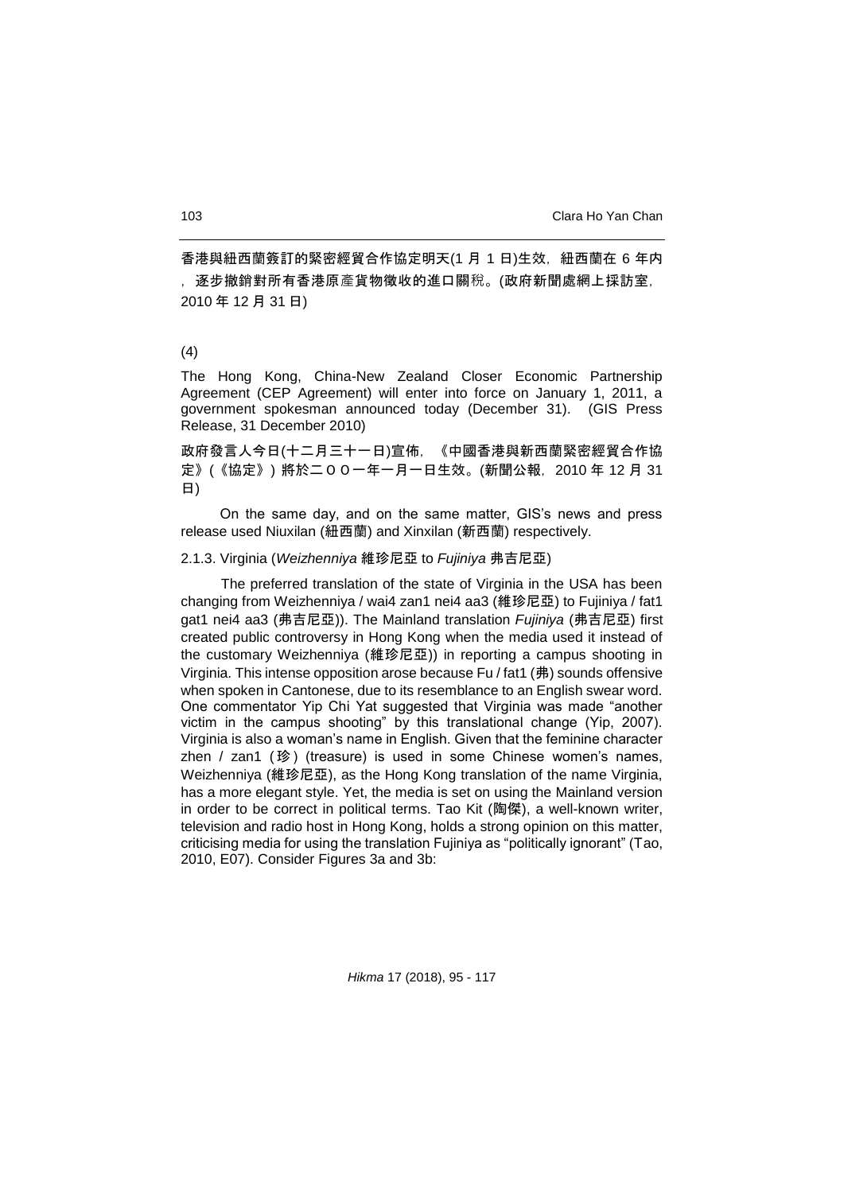香港與紐西蘭簽訂的緊密經貿合作協定明天(1 月 1 日)生效，紐西蘭在 6 年内，逐步撤銷對所有香港原產貨物徵收的進口關稅。(政府新聞處網上採訪室，2010 年 12 月 31 日)

(4)

The Hong Kong, China-New Zealand Closer Economic Partnership Agreement (CEP Agreement) will enter into force on January 1, 2011, a government spokesman announced today (December 31). (GIS Press Release, 31 December 2010)

政府發言人今日(十二月三十一日)宣佈，《中國香港與新西蘭緊密經貿合作協定》(《協定》) 將於二ＯＯ一年一月一日生效。(新聞公報，2010 年 12 月 31 日)

On the same day, and on the same matter, GIS's news and press release used Niuxilan (紐西蘭) and Xinxilan (新西蘭) respectively.

### 2.1.3. Virginia (*Weizhenniya* 維珍尼亞 to *Fujiniya* 弗吉尼亞)

The preferred translation of the state of Virginia in the USA has been changing from Weizhenniya / wai4 zan1 nei4 aa3 (維珍尼亞) to Fujiniya / fat1 gat1 nei4 aa3 (弗吉尼亞)). The Mainland translation *Fujiniya* (弗吉尼亞) first created public controversy in Hong Kong when the media used it instead of the customary Weizhenniya (維珍尼亞)) in reporting a campus shooting in Virginia. This intense opposition arose because Fu / fat1 (弗) sounds offensive when spoken in Cantonese, due to its resemblance to an English swear word. One commentator Yip Chi Yat suggested that Virginia was made "another victim in the campus shooting" by this translational change (Yip, 2007). Virginia is also a woman's name in English. Given that the feminine character zhen / zan1 (珍) (treasure) is used in some Chinese women's names, Weizhenniya (維珍尼亞), as the Hong Kong translation of the name Virginia, has a more elegant style. Yet, the media is set on using the Mainland version in order to be correct in political terms. Tao Kit (陶傑), a well-known writer, television and radio host in Hong Kong, holds a strong opinion on this matter, criticising media for using the translation Fujiniya as "politically ignorant" (Tao, 2010, E07). Consider Figures 3a and 3b: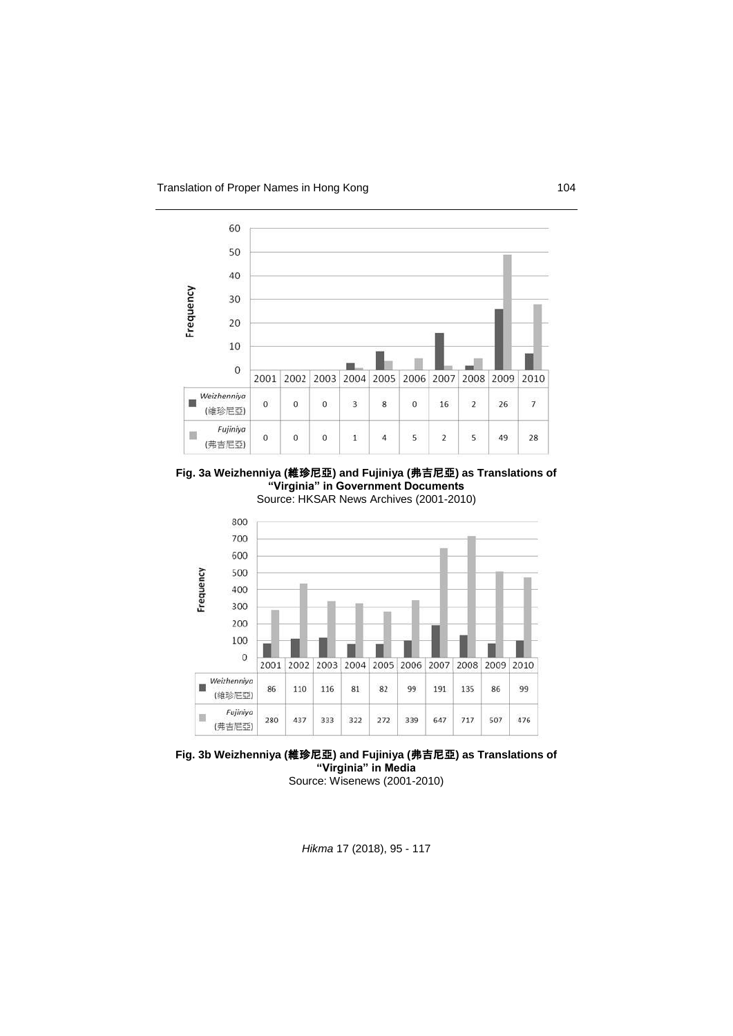| | 2001 | 2002 | 2003 | 2004 | 2005 | 2006 | 2007 | 2008 | 2009 | 2010 |
|---|---|---|---|---|---|---|---|---|---|---|
| *Weizhenniya* (維珍尼亞) | 0 | 0 | 0 | 3 | 8 | 0 | 16 | 2 | 26 | 7 |
| *Fujiniya* (弗吉尼亞) | 0 | 0 | 0 | 1 | 4 | 5 | 2 | 5 | 49 | 28 |

**Fig. 3a Weizhenniya (維珍尼亞) and Fujiniya (弗吉尼亞) as Translations of "Virginia" in Government Documents**
Source: HKSAR News Archives (2001-2010)

| | 2001 | 2002 | 2003 | 2004 | 2005 | 2006 | 2007 | 2008 | 2009 | 2010 |
|---|---|---|---|---|---|---|---|---|---|---|
| *Weizhenniya* (維珍尼亞) | 86 | 110 | 116 | 81 | 82 | 99 | 191 | 135 | 86 | 99 |
| *Fujiniya* (弗吉尼亞) | 280 | 437 | 333 | 322 | 272 | 339 | 647 | 717 | 507 | 476 |

**Fig. 3b Weizhenniya (維珍尼亞) and Fujiniya (弗吉尼亞) as Translations of "Virginia" in Media**
Source: Wisenews (2001-2010)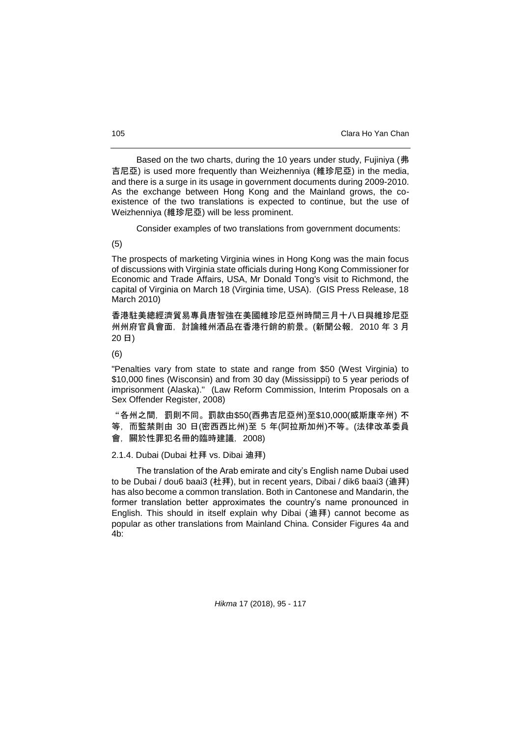Based on the two charts, during the 10 years under study, Fujiniya (弗吉尼亞) is used more frequently than Weizhenniya (維珍尼亞) in the media, and there is a surge in its usage in government documents during 2009-2010. As the exchange between Hong Kong and the Mainland grows, the co-existence of the two translations is expected to continue, but the use of Weizhenniya (維珍尼亞) will be less prominent.

Consider examples of two translations from government documents:

(5)

The prospects of marketing Virginia wines in Hong Kong was the main focus of discussions with Virginia state officials during Hong Kong Commissioner for Economic and Trade Affairs, USA, Mr Donald Tong's visit to Richmond, the capital of Virginia on March 18 (Virginia time, USA). (GIS Press Release, 18 March 2010)

香港駐美總經濟貿易專員唐智強在美國維珍尼亞州時間三月十八日與維珍尼亞州州府官員會面，討論維州酒品在香港行銷的前景。(新聞公報，2010 年 3 月 20 日)

(6)

"Penalties vary from state to state and range from $50 (West Virginia) to $10,000 fines (Wisconsin) and from 30 day (Mississippi) to 5 year periods of imprisonment (Alaska)." (Law Reform Commission, Interim Proposals on a Sex Offender Register, 2008)

"各州之間，罰則不同。罰款由$50(西弗吉尼亞州)至$10,000(威斯康辛州) 不等，而監禁則由 30 日(密西西比州)至 5 年(阿拉斯加州)不等。(法律改革委員會，關於性罪犯名冊的臨時建議，2008)

### 2.1.4. Dubai (Dubai 杜拜 vs. Dibai 迪拜)

The translation of the Arab emirate and city's English name Dubai used to be Dubai / dou6 baai3 (杜拜), but in recent years, Dibai / dik6 baai3 (迪拜) has also become a common translation. Both in Cantonese and Mandarin, the former translation better approximates the country's name pronounced in English. This should in itself explain why Dibai (迪拜) cannot become as popular as other translations from Mainland China. Consider Figures 4a and 4b: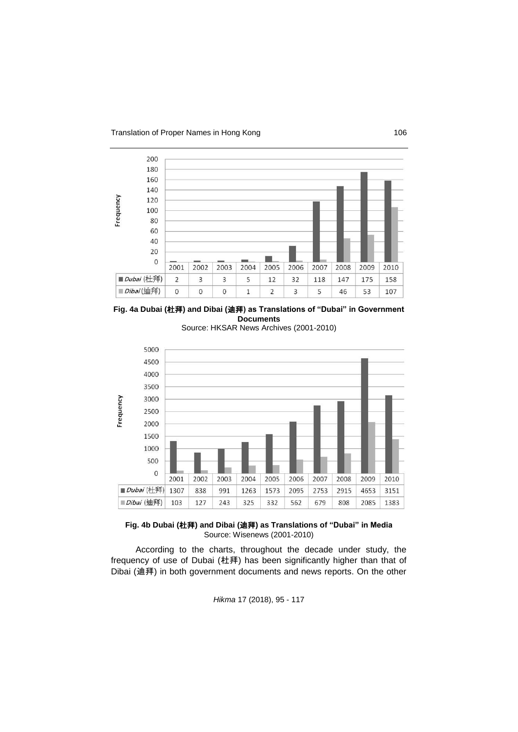| | 2001 | 2002 | 2003 | 2004 | 2005 | 2006 | 2007 | 2008 | 2009 | 2010 |
|---|---|---|---|---|---|---|---|---|---|---|
| *Dubai* (杜拜) | 2 | 3 | 3 | 5 | 12 | 32 | 118 | 147 | 175 | 158 |
| *Dibai* (迪拜) | 0 | 0 | 0 | 1 | 2 | 3 | 5 | 46 | 53 | 107 |

**Fig. 4a Dubai (杜拜) and Dibai (迪拜) as Translations of "Dubai" in Government Documents**
Source: HKSAR News Archives (2001-2010)

| | 2001 | 2002 | 2003 | 2004 | 2005 | 2006 | 2007 | 2008 | 2009 | 2010 |
|---|---|---|---|---|---|---|---|---|---|---|
| *Dubai* (杜拜) | 1307 | 838 | 991 | 1263 | 1573 | 2095 | 2753 | 2915 | 4653 | 3151 |
| *Dibai* (迪拜) | 103 | 127 | 243 | 325 | 332 | 562 | 679 | 808 | 2085 | 1383 |

**Fig. 4b Dubai (杜拜) and Dibai (迪拜) as Translations of "Dubai" in Media**
Source: Wisenews (2001-2010)

According to the charts, throughout the decade under study, the frequency of use of Dubai (杜拜) has been significantly higher than that of Dibai (迪拜) in both government documents and news reports. On the other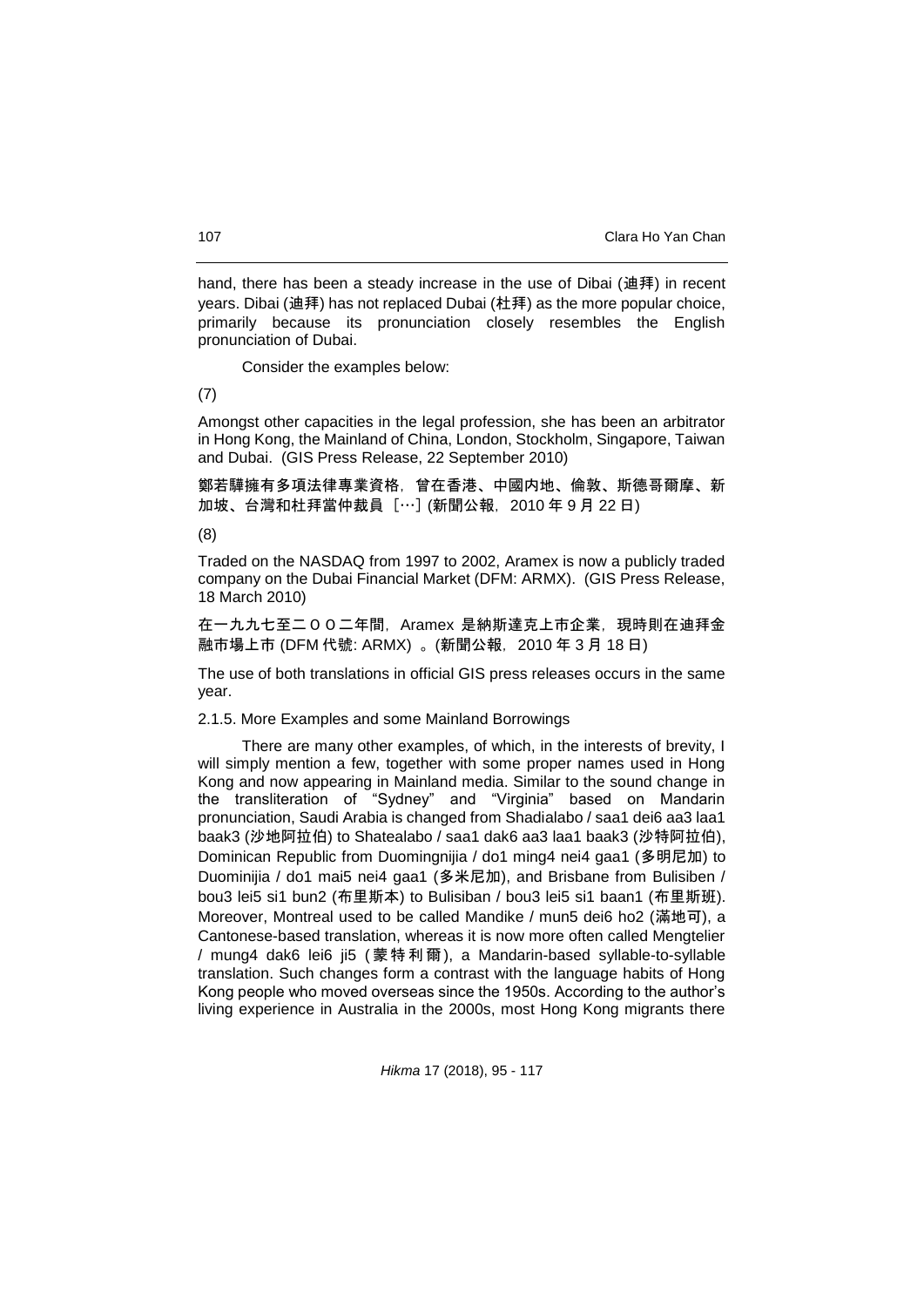hand, there has been a steady increase in the use of Dibai (迪拜) in recent years. Dibai (迪拜) has not replaced Dubai (杜拜) as the more popular choice, primarily because its pronunciation closely resembles the English pronunciation of Dubai.

Consider the examples below:

(7)

Amongst other capacities in the legal profession, she has been an arbitrator in Hong Kong, the Mainland of China, London, Stockholm, Singapore, Taiwan and Dubai. (GIS Press Release, 22 September 2010)

鄭若驊擁有多項法律專業資格，曾在香港、中國內地、倫敦、斯德哥爾摩、新加坡、台灣和杜拜當仲裁員［…］(新聞公報，2010 年 9 月 22 日)

(8)

Traded on the NASDAQ from 1997 to 2002, Aramex is now a publicly traded company on the Dubai Financial Market (DFM: ARMX). (GIS Press Release, 18 March 2010)

在一九九七至二００二年間，Aramex 是納斯達克上市企業，現時則在迪拜金融市場上市 (DFM 代號: ARMX) 。(新聞公報，2010 年 3 月 18 日)

The use of both translations in official GIS press releases occurs in the same year.

2.1.5. More Examples and some Mainland Borrowings

There are many other examples, of which, in the interests of brevity, I will simply mention a few, together with some proper names used in Hong Kong and now appearing in Mainland media. Similar to the sound change in the transliteration of "Sydney" and "Virginia" based on Mandarin pronunciation, Saudi Arabia is changed from Shadialabo / saa1 dei6 aa3 laa1 baak3 (沙地阿拉伯) to Shatealabo / saa1 dak6 aa3 laa1 baak3 (沙特阿拉伯), Dominican Republic from Duomingnijia / do1 ming4 nei4 gaa1 (多明尼加) to Duominijia / do1 mai5 nei4 gaa1 (多米尼加), and Brisbane from Bulisiben / bou3 lei5 si1 bun2 (布里斯本) to Bulisiban / bou3 lei5 si1 baan1 (布里斯班). Moreover, Montreal used to be called Mandike / mun5 dei6 ho2 (滿地可), a Cantonese-based translation, whereas it is now more often called Mengtelier / mung4 dak6 lei6 ji5 (蒙特利爾), a Mandarin-based syllable-to-syllable translation. Such changes form a contrast with the language habits of Hong Kong people who moved overseas since the 1950s. According to the author's living experience in Australia in the 2000s, most Hong Kong migrants there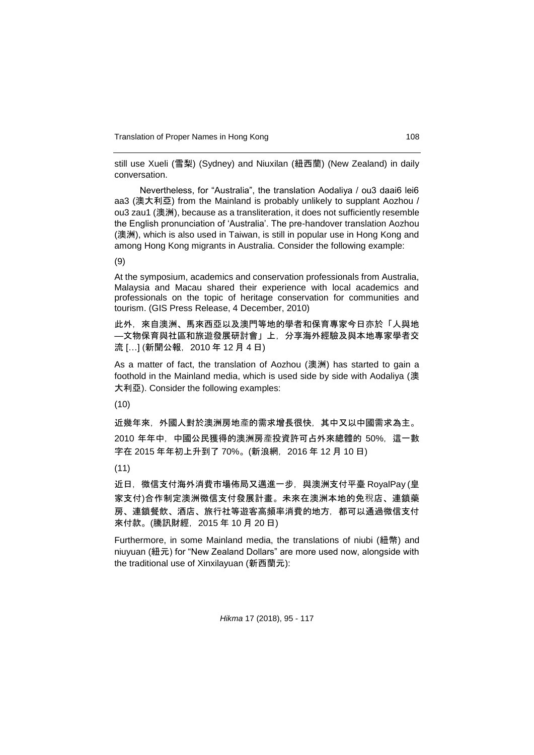still use Xueli (雪梨) (Sydney) and Niuxilan (紐西蘭) (New Zealand) in daily conversation.

Nevertheless, for "Australia", the translation Aodaliya / ou3 daai6 lei6 aa3 (澳大利亞) from the Mainland is probably unlikely to supplant Aozhou / ou3 zau1 (澳洲), because as a transliteration, it does not sufficiently resemble the English pronunciation of 'Australia'. The pre-handover translation Aozhou (澳洲), which is also used in Taiwan, is still in popular use in Hong Kong and among Hong Kong migrants in Australia. Consider the following example:

(9)

At the symposium, academics and conservation professionals from Australia, Malaysia and Macau shared their experience with local academics and professionals on the topic of heritage conservation for communities and tourism. (GIS Press Release, 4 December, 2010)

此外，來自澳洲、馬來西亞以及澳門等地的學者和保育專家今日亦於「人與地—文物保育與社區和旅遊發展研討會」上，分享海外經驗及與本地專家學者交流 [...] (新聞公報，2010 年 12 月 4 日)

As a matter of fact, the translation of Aozhou (澳洲) has started to gain a foothold in the Mainland media, which is used side by side with Aodaliya (澳大利亞). Consider the following examples:

(10)

近幾年來，外國人對於澳洲房地産的需求增長很快，其中又以中國需求為主。2010 年年中，中國公民獲得的澳洲房産投資許可占外來總體的 50%，這一數字在 2015 年年初上升到了 70%。(新浪網，2016 年 12 月 10 日)

(11)

近日，微信支付海外消費市場佈局又邁進一步，與澳洲支付平臺 RoyalPay (皇家支付)合作制定澳洲微信支付發展計畫。未來在澳洲本地的免稅店、連鎖藥房、連鎖餐飲、酒店、旅行社等遊客高頻率消費的地方，都可以通過微信支付來付款。(騰訊財經，2015 年 10 月 20 日)

Furthermore, in some Mainland media, the translations of niubi (紐幣) and niuyuan (紐元) for "New Zealand Dollars" are more used now, alongside with the traditional use of Xinxilayuan (新西蘭元):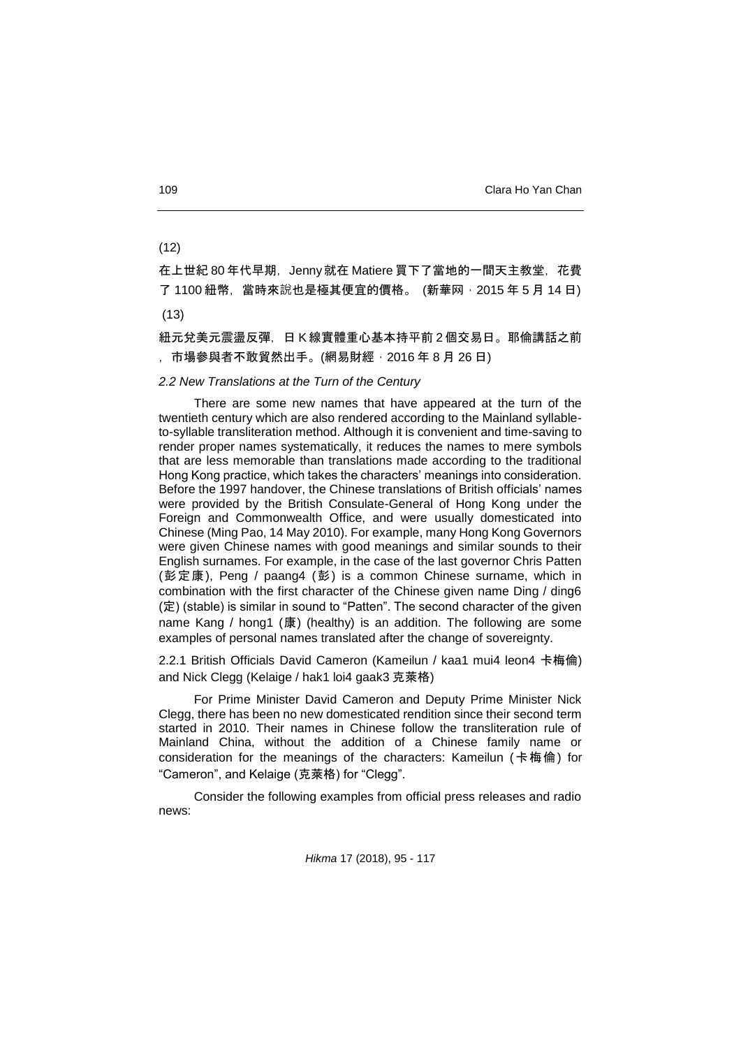(12)

在上世紀 80 年代早期，Jenny 就在 Matiere 買下了當地的一間天主教堂，花費了 1100 紐幣，當時來說也是極其便宜的價格。 (新華网，2015 年 5 月 14 日)

(13)

紐元兌美元震盪反彈，日 K 線實體重心基本持平前 2 個交易日。耶倫講話之前，市場參與者不敢貿然出手。(網易財經，2016 年 8 月 26 日)

### *2.2 New Translations at the Turn of the Century*

There are some new names that have appeared at the turn of the twentieth century which are also rendered according to the Mainland syllable-to-syllable transliteration method. Although it is convenient and time-saving to render proper names systematically, it reduces the names to mere symbols that are less memorable than translations made according to the traditional Hong Kong practice, which takes the characters' meanings into consideration. Before the 1997 handover, the Chinese translations of British officials' names were provided by the British Consulate-General of Hong Kong under the Foreign and Commonwealth Office, and were usually domesticated into Chinese (Ming Pao, 14 May 2010). For example, many Hong Kong Governors were given Chinese names with good meanings and similar sounds to their English surnames. For example, in the case of the last governor Chris Patten (彭定康), Peng / paang4 (彭) is a common Chinese surname, which in combination with the first character of the Chinese given name Ding / ding6 (定) (stable) is similar in sound to "Patten". The second character of the given name Kang / hong1 (康) (healthy) is an addition. The following are some examples of personal names translated after the change of sovereignty.

#### 2.2.1 British Officials David Cameron (Kameilun / kaa1 mui4 leon4 卡梅倫) and Nick Clegg (Kelaige / hak1 loi4 gaak3 克萊格)

For Prime Minister David Cameron and Deputy Prime Minister Nick Clegg, there has been no new domesticated rendition since their second term started in 2010. Their names in Chinese follow the transliteration rule of Mainland China, without the addition of a Chinese family name or consideration for the meanings of the characters: Kameilun (卡梅倫) for "Cameron", and Kelaige (克萊格) for "Clegg".

Consider the following examples from official press releases and radio news: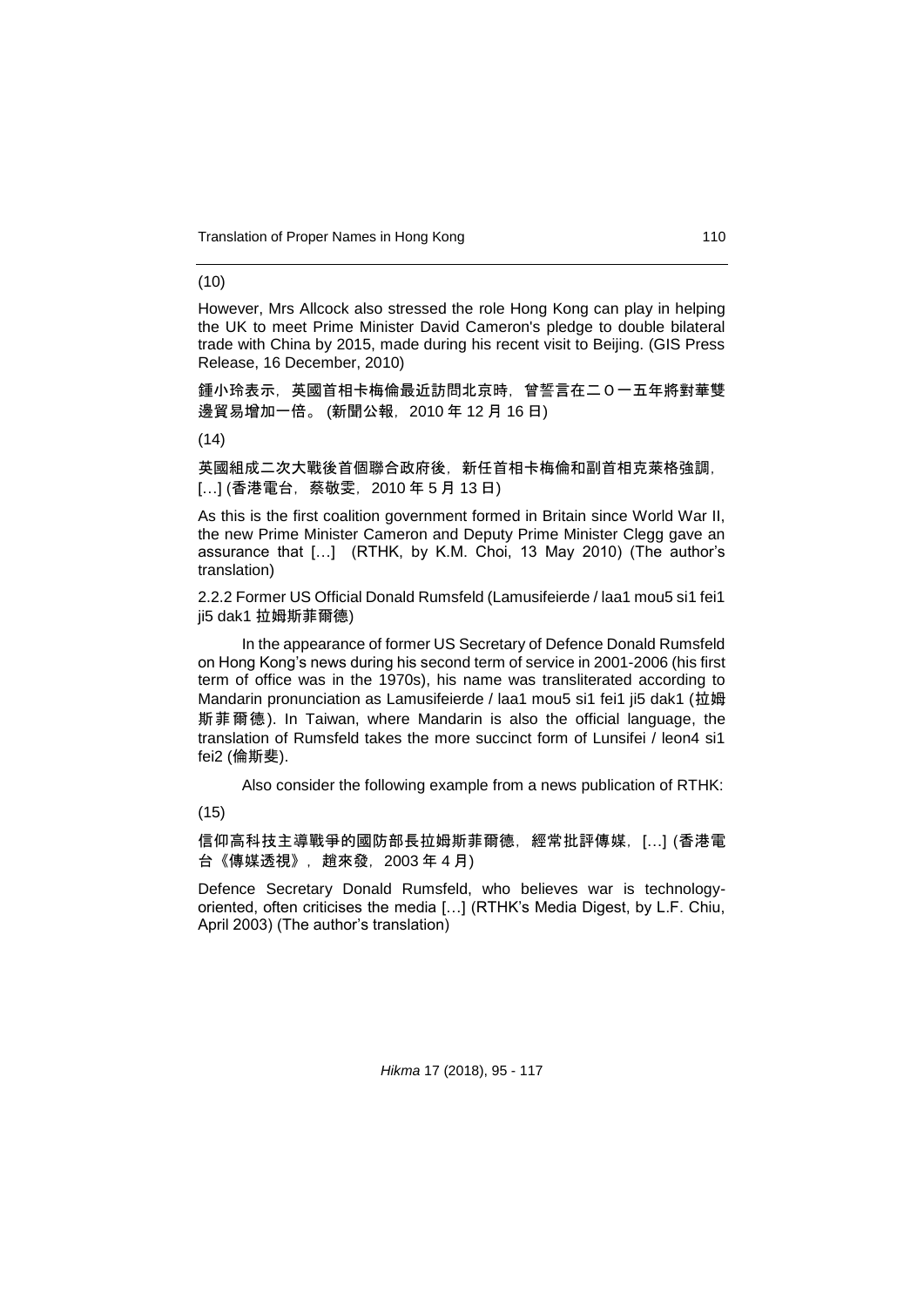(10)

However, Mrs Allcock also stressed the role Hong Kong can play in helping the UK to meet Prime Minister David Cameron's pledge to double bilateral trade with China by 2015, made during his recent visit to Beijing. (GIS Press Release, 16 December, 2010)

鍾小玲表示，英國首相卡梅倫最近訪問北京時，曾誓言在二Ｏ一五年將對華雙邊貿易增加一倍。(新聞公報，2010 年 12 月 16 日)

(14)

英國組成二次大戰後首個聯合政府後，新任首相卡梅倫和副首相克萊格強調，[…] (香港電台，蔡敬雯，2010 年 5 月 13 日)

As this is the first coalition government formed in Britain since World War II, the new Prime Minister Cameron and Deputy Prime Minister Clegg gave an assurance that […] (RTHK, by K.M. Choi, 13 May 2010) (The author's translation)

2.2.2 Former US Official Donald Rumsfeld (Lamusifeierde / laa1 mou5 si1 fei1 ji5 dak1 拉姆斯菲爾德)

In the appearance of former US Secretary of Defence Donald Rumsfeld on Hong Kong's news during his second term of service in 2001-2006 (his first term of office was in the 1970s), his name was transliterated according to Mandarin pronunciation as Lamusifeierde / laa1 mou5 si1 fei1 ji5 dak1 (拉姆斯菲爾德). In Taiwan, where Mandarin is also the official language, the translation of Rumsfeld takes the more succinct form of Lunsifei / leon4 si1 fei2 (倫斯斐).

Also consider the following example from a news publication of RTHK:

(15)

信仰高科技主導戰爭的國防部長拉姆斯菲爾德，經常批評傳媒，[…] (香港電台《傳媒透視》，趙來發，2003 年 4 月)

Defence Secretary Donald Rumsfeld, who believes war is technology-oriented, often criticises the media […] (RTHK's Media Digest, by L.F. Chiu, April 2003) (The author's translation)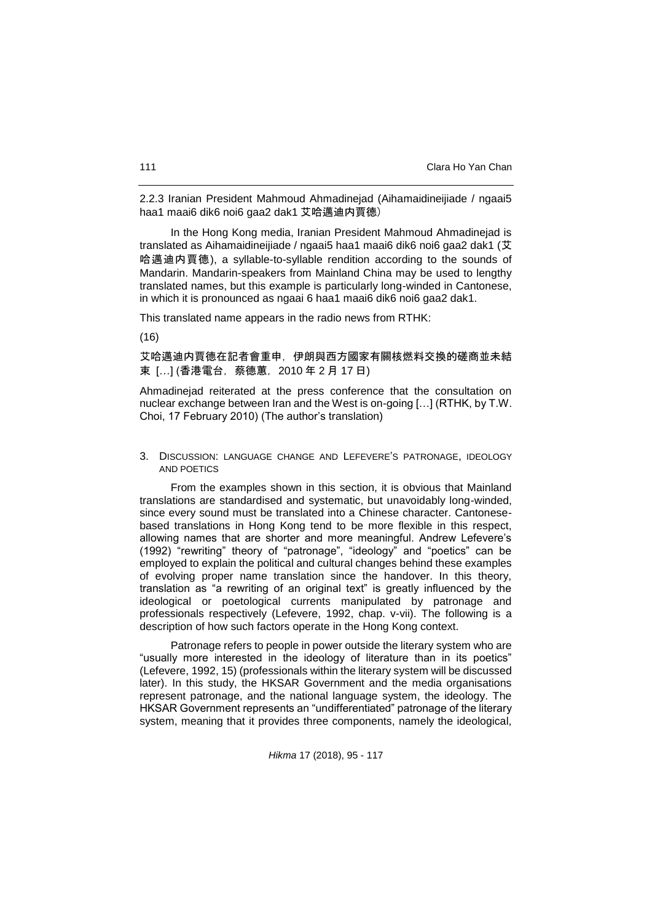### 2.2.3 Iranian President Mahmoud Ahmadinejad (Aihamaidineijiade / ngaai5 haa1 maai6 dik6 noi6 gaa2 dak1 艾哈邁迪內賈德)

In the Hong Kong media, Iranian President Mahmoud Ahmadinejad is translated as Aihamaidineijiade / ngaai5 haa1 maai6 dik6 noi6 gaa2 dak1 (艾哈邁迪內賈德), a syllable-to-syllable rendition according to the sounds of Mandarin. Mandarin-speakers from Mainland China may be used to lengthy translated names, but this example is particularly long-winded in Cantonese, in which it is pronounced as ngaai 6 haa1 maai6 dik6 noi6 gaa2 dak1.

This translated name appears in the radio news from RTHK:

(16)

艾哈邁迪內賈德在記者會重申，伊朗與西方國家有關核燃料交換的磋商並未結束 […] (香港電台，蔡德蕙，2010 年 2 月 17 日)

Ahmadinejad reiterated at the press conference that the consultation on nuclear exchange between Iran and the West is on-going […] (RTHK, by T.W. Choi, 17 February 2010) (The author's translation)

## 3. Discussion: language change and Lefevere's patronage, ideology and poetics

From the examples shown in this section, it is obvious that Mainland translations are standardised and systematic, but unavoidably long-winded, since every sound must be translated into a Chinese character. Cantonese-based translations in Hong Kong tend to be more flexible in this respect, allowing names that are shorter and more meaningful. Andrew Lefevere's (1992) "rewriting" theory of "patronage", "ideology" and "poetics" can be employed to explain the political and cultural changes behind these examples of evolving proper name translation since the handover. In this theory, translation as "a rewriting of an original text" is greatly influenced by the ideological or poetological currents manipulated by patronage and professionals respectively (Lefevere, 1992, chap. v-vii). The following is a description of how such factors operate in the Hong Kong context.

Patronage refers to people in power outside the literary system who are "usually more interested in the ideology of literature than in its poetics" (Lefevere, 1992, 15) (professionals within the literary system will be discussed later). In this study, the HKSAR Government and the media organisations represent patronage, and the national language system, the ideology. The HKSAR Government represents an "undifferentiated" patronage of the literary system, meaning that it provides three components, namely the ideological,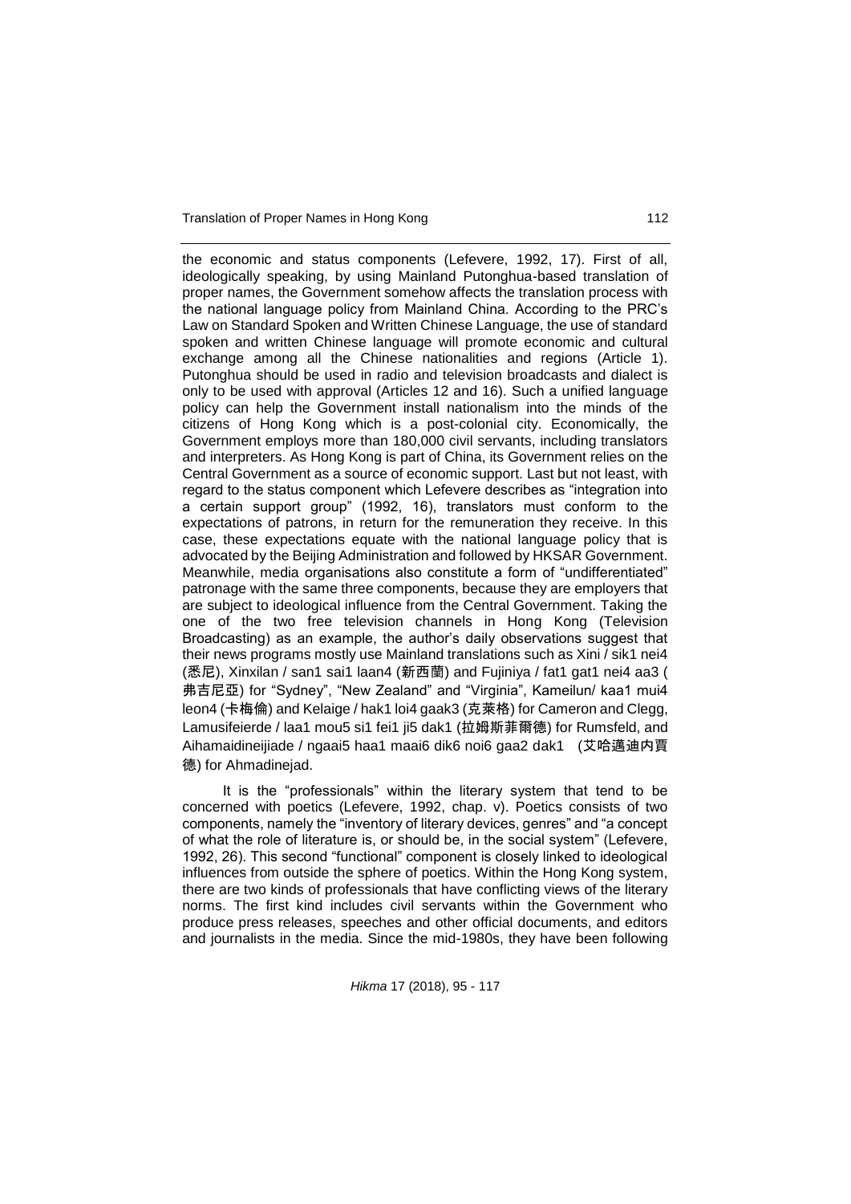the economic and status components (Lefevere, 1992, 17). First of all, ideologically speaking, by using Mainland Putonghua-based translation of proper names, the Government somehow affects the translation process with the national language policy from Mainland China. According to the PRC's Law on Standard Spoken and Written Chinese Language, the use of standard spoken and written Chinese language will promote economic and cultural exchange among all the Chinese nationalities and regions (Article 1). Putonghua should be used in radio and television broadcasts and dialect is only to be used with approval (Articles 12 and 16). Such a unified language policy can help the Government install nationalism into the minds of the citizens of Hong Kong which is a post-colonial city. Economically, the Government employs more than 180,000 civil servants, including translators and interpreters. As Hong Kong is part of China, its Government relies on the Central Government as a source of economic support. Last but not least, with regard to the status component which Lefevere describes as "integration into a certain support group" (1992, 16), translators must conform to the expectations of patrons, in return for the remuneration they receive. In this case, these expectations equate with the national language policy that is advocated by the Beijing Administration and followed by HKSAR Government. Meanwhile, media organisations also constitute a form of "undifferentiated" patronage with the same three components, because they are employers that are subject to ideological influence from the Central Government. Taking the one of the two free television channels in Hong Kong (Television Broadcasting) as an example, the author's daily observations suggest that their news programs mostly use Mainland translations such as Xini / sik1 nei4 (悉尼), Xinxilan / san1 sai1 laan4 (新西蘭) and Fujiniya / fat1 gat1 nei4 aa3 (弗吉尼亞) for "Sydney", "New Zealand" and "Virginia", Kameilun/ kaa1 mui4 leon4 (卡梅倫) and Kelaige / hak1 loi4 gaak3 (克萊格) for Cameron and Clegg, Lamusifeierde / laa1 mou5 si1 fei1 ji5 dak1 (拉姆斯菲爾德) for Rumsfeld, and Aihamaidineijiade / ngaai5 haa1 maai6 dik6 noi6 gaa2 dak1 (艾哈邁迪內賈德) for Ahmadinejad.

It is the "professionals" within the literary system that tend to be concerned with poetics (Lefevere, 1992, chap. v). Poetics consists of two components, namely the "inventory of literary devices, genres" and "a concept of what the role of literature is, or should be, in the social system" (Lefevere, 1992, 26). This second "functional" component is closely linked to ideological influences from outside the sphere of poetics. Within the Hong Kong system, there are two kinds of professionals that have conflicting views of the literary norms. The first kind includes civil servants within the Government who produce press releases, speeches and other official documents, and editors and journalists in the media. Since the mid-1980s, they have been following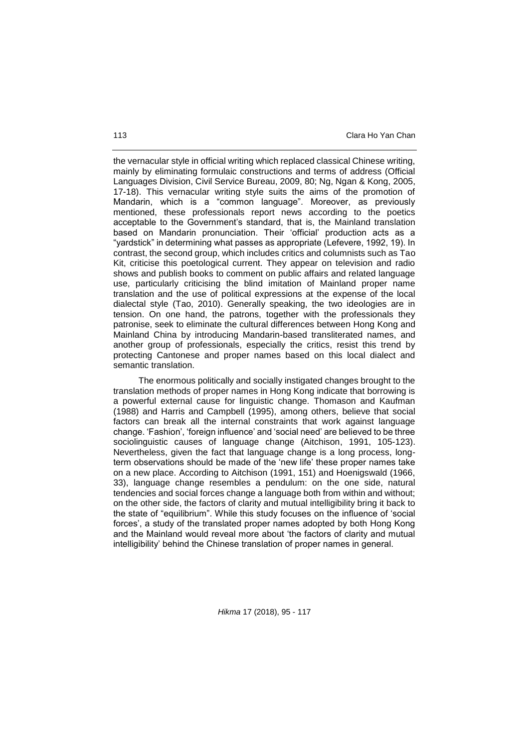the vernacular style in official writing which replaced classical Chinese writing, mainly by eliminating formulaic constructions and terms of address (Official Languages Division, Civil Service Bureau, 2009, 80; Ng, Ngan & Kong, 2005, 17-18). This vernacular writing style suits the aims of the promotion of Mandarin, which is a "common language". Moreover, as previously mentioned, these professionals report news according to the poetics acceptable to the Government's standard, that is, the Mainland translation based on Mandarin pronunciation. Their 'official' production acts as a "yardstick" in determining what passes as appropriate (Lefevere, 1992, 19). In contrast, the second group, which includes critics and columnists such as Tao Kit, criticise this poetological current. They appear on television and radio shows and publish books to comment on public affairs and related language use, particularly criticising the blind imitation of Mainland proper name translation and the use of political expressions at the expense of the local dialectal style (Tao, 2010). Generally speaking, the two ideologies are in tension. On one hand, the patrons, together with the professionals they patronise, seek to eliminate the cultural differences between Hong Kong and Mainland China by introducing Mandarin-based transliterated names, and another group of professionals, especially the critics, resist this trend by protecting Cantonese and proper names based on this local dialect and semantic translation.

The enormous politically and socially instigated changes brought to the translation methods of proper names in Hong Kong indicate that borrowing is a powerful external cause for linguistic change. Thomason and Kaufman (1988) and Harris and Campbell (1995), among others, believe that social factors can break all the internal constraints that work against language change. 'Fashion', 'foreign influence' and 'social need' are believed to be three sociolinguistic causes of language change (Aitchison, 1991, 105-123). Nevertheless, given the fact that language change is a long process, long-term observations should be made of the 'new life' these proper names take on a new place. According to Aitchison (1991, 151) and Hoenigswald (1966, 33), language change resembles a pendulum: on the one side, natural tendencies and social forces change a language both from within and without; on the other side, the factors of clarity and mutual intelligibility bring it back to the state of "equilibrium". While this study focuses on the influence of 'social forces', a study of the translated proper names adopted by both Hong Kong and the Mainland would reveal more about 'the factors of clarity and mutual intelligibility' behind the Chinese translation of proper names in general.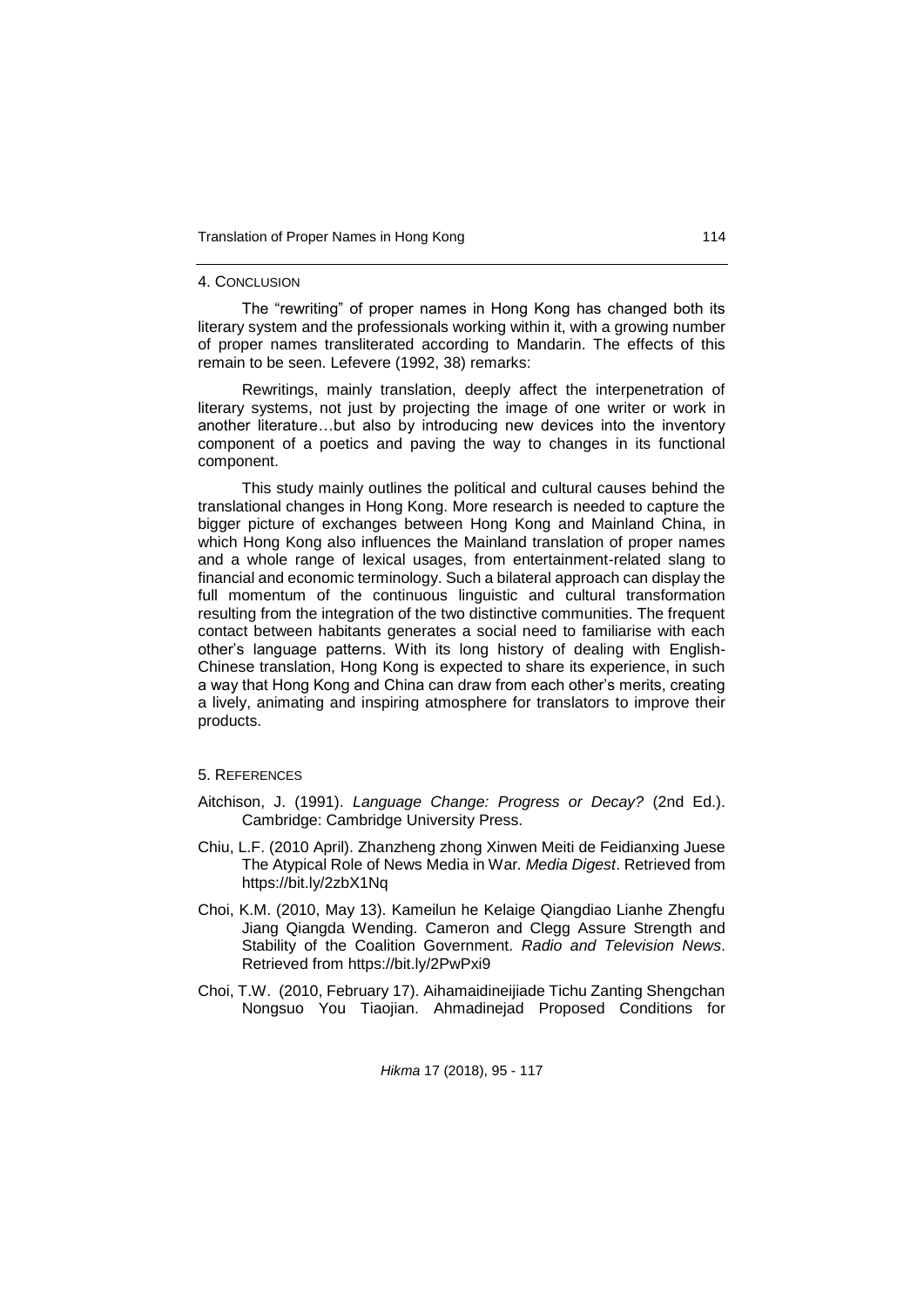## 4. Conclusion

The "rewriting" of proper names in Hong Kong has changed both its literary system and the professionals working within it, with a growing number of proper names transliterated according to Mandarin. The effects of this remain to be seen. Lefevere (1992, 38) remarks:

> Rewritings, mainly translation, deeply affect the interpenetration of literary systems, not just by projecting the image of one writer or work in another literature…but also by introducing new devices into the inventory component of a poetics and paving the way to changes in its functional component.

This study mainly outlines the political and cultural causes behind the translational changes in Hong Kong. More research is needed to capture the bigger picture of exchanges between Hong Kong and Mainland China, in which Hong Kong also influences the Mainland translation of proper names and a whole range of lexical usages, from entertainment-related slang to financial and economic terminology. Such a bilateral approach can display the full momentum of the continuous linguistic and cultural transformation resulting from the integration of the two distinctive communities. The frequent contact between habitants generates a social need to familiarise with each other's language patterns. With its long history of dealing with English-Chinese translation, Hong Kong is expected to share its experience, in such a way that Hong Kong and China can draw from each other's merits, creating a lively, animating and inspiring atmosphere for translators to improve their products.

## 5. References

Aitchison, J. (1991). *Language Change: Progress or Decay?* (2nd Ed.). Cambridge: Cambridge University Press.

Chiu, L.F. (2010 April). Zhanzheng zhong Xinwen Meiti de Feidianxing Juese The Atypical Role of News Media in War. *Media Digest*. Retrieved from https://bit.ly/2zbX1Nq

Choi, K.M. (2010, May 13). Kameilun he Kelaige Qiangdiao Lianhe Zhengfu Jiang Qiangda Wending. Cameron and Clegg Assure Strength and Stability of the Coalition Government. *Radio and Television News*. Retrieved from https://bit.ly/2PwPxi9

Choi, T.W. (2010, February 17). Aihamaidineijiade Tichu Zanting Shengchan Nongsuo You Tiaojian. Ahmadinejad Proposed Conditions for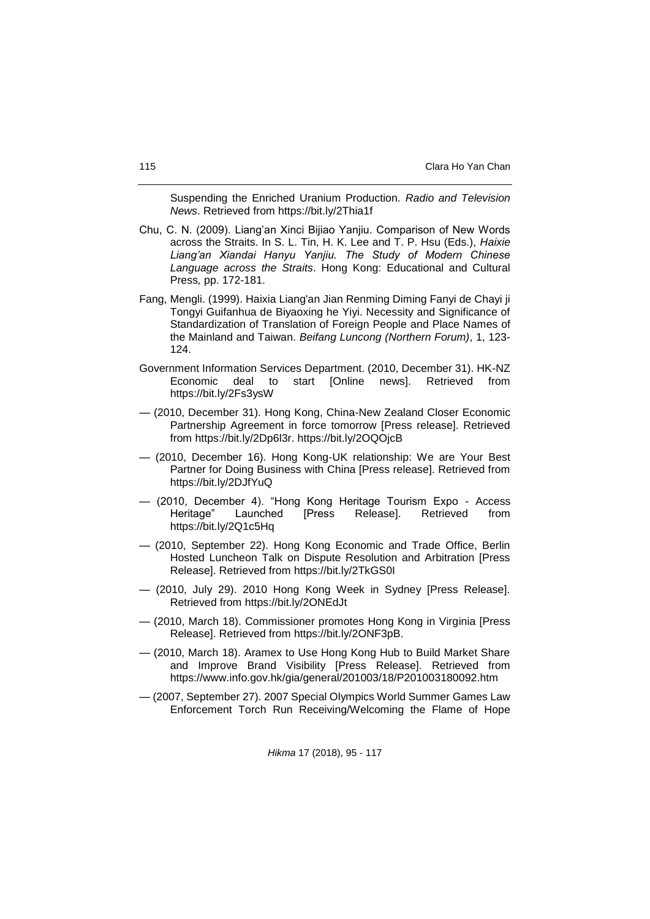Suspending the Enriched Uranium Production. *Radio and Television News*. Retrieved from https://bit.ly/2Thia1f

Chu, C. N. (2009). Liang'an Xinci Bijiao Yanjiu. Comparison of New Words across the Straits. In S. L. Tin, H. K. Lee and T. P. Hsu (Eds.), *Haixie Liang'an Xiandai Hanyu Yanjiu. The Study of Modern Chinese Language across the Straits*. Hong Kong: Educational and Cultural Press, pp. 172-181.

Fang, Mengli. (1999). Haixia Liang'an Jian Renming Diming Fanyi de Chayi ji Tongyi Guifanhua de Biyaoxing he Yiyi. Necessity and Significance of Standardization of Translation of Foreign People and Place Names of the Mainland and Taiwan. *Beifang Luncong (Northern Forum)*, 1, 123-124.

Government Information Services Department. (2010, December 31). HK-NZ Economic deal to start [Online news]. Retrieved from https://bit.ly/2Fs3ysW

— (2010, December 31). Hong Kong, China-New Zealand Closer Economic Partnership Agreement in force tomorrow [Press release]. Retrieved from https://bit.ly/2Dp6l3r. https://bit.ly/2OQOjcB

— (2010, December 16). Hong Kong-UK relationship: We are Your Best Partner for Doing Business with China [Press release]. Retrieved from https://bit.ly/2DJfYuQ

— (2010, December 4). "Hong Kong Heritage Tourism Expo - Access Heritage" Launched [Press Release]. Retrieved from https://bit.ly/2Q1c5Hq

— (2010, September 22). Hong Kong Economic and Trade Office, Berlin Hosted Luncheon Talk on Dispute Resolution and Arbitration [Press Release]. Retrieved from https://bit.ly/2TkGS0I

— (2010, July 29). 2010 Hong Kong Week in Sydney [Press Release]. Retrieved from https://bit.ly/2ONEdJt

— (2010, March 18). Commissioner promotes Hong Kong in Virginia [Press Release]. Retrieved from https://bit.ly/2ONF3pB.

— (2010, March 18). Aramex to Use Hong Kong Hub to Build Market Share and Improve Brand Visibility [Press Release]. Retrieved from https://www.info.gov.hk/gia/general/201003/18/P201003180092.htm

— (2007, September 27). 2007 Special Olympics World Summer Games Law Enforcement Torch Run Receiving/Welcoming the Flame of Hope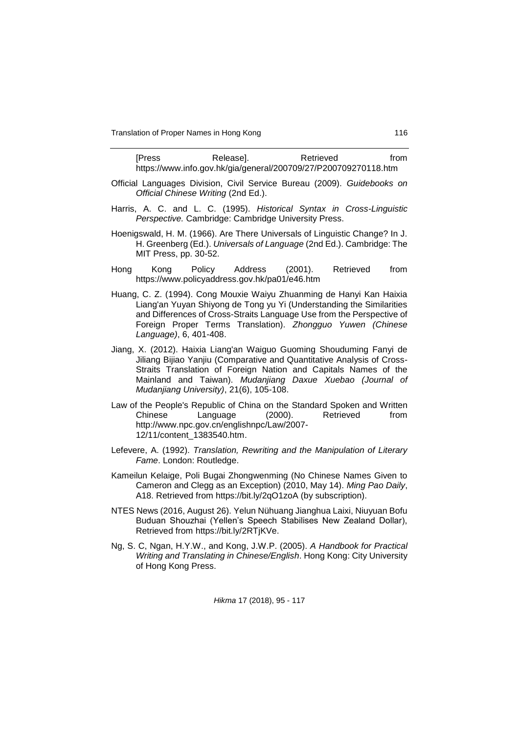[Press Release]. Retrieved from https://www.info.gov.hk/gia/general/200709/27/P200709270118.htm

Official Languages Division, Civil Service Bureau (2009). *Guidebooks on Official Chinese Writing* (2nd Ed.).

Harris, A. C. and L. C. (1995). *Historical Syntax in Cross-Linguistic Perspective.* Cambridge: Cambridge University Press.

Hoenigswald, H. M. (1966). Are There Universals of Linguistic Change? In J. H. Greenberg (Ed.). *Universals of Language* (2nd Ed.). Cambridge: The MIT Press, pp. 30-52.

Hong Kong Policy Address (2001). Retrieved from https://www.policyaddress.gov.hk/pa01/e46.htm

Huang, C. Z. (1994). Cong Mouxie Waiyu Zhuanming de Hanyi Kan Haixia Liang'an Yuyan Shiyong de Tong yu Yi (Understanding the Similarities and Differences of Cross-Straits Language Use from the Perspective of Foreign Proper Terms Translation). *Zhongguo Yuwen (Chinese Language)*, 6, 401-408.

Jiang, X. (2012). Haixia Liang'an Waiguo Guoming Shouduming Fanyi de Jiliang Bijiao Yanjiu (Comparative and Quantitative Analysis of Cross-Straits Translation of Foreign Nation and Capitals Names of the Mainland and Taiwan). *Mudanjiang Daxue Xuebao (Journal of Mudanjiang University)*, 21(6), 105-108.

Law of the People's Republic of China on the Standard Spoken and Written Chinese Language (2000). Retrieved from http://www.npc.gov.cn/englishnpc/Law/2007-12/11/content_1383540.htm.

Lefevere, A. (1992). *Translation, Rewriting and the Manipulation of Literary Fame*. London: Routledge.

Kameilun Kelaige, Poli Bugai Zhongwenming (No Chinese Names Given to Cameron and Clegg as an Exception) (2010, May 14). *Ming Pao Daily*, A18. Retrieved from https://bit.ly/2qO1zoA (by subscription).

NTES News (2016, August 26). Yelun Nühuang Jianghua Laixi, Niuyuan Bofu Buduan Shouzhai (Yellen's Speech Stabilises New Zealand Dollar), Retrieved from https://bit.ly/2RTjKVe.

Ng, S. C, Ngan, H.Y.W., and Kong, J.W.P. (2005). *A Handbook for Practical Writing and Translating in Chinese/English*. Hong Kong: City University of Hong Kong Press.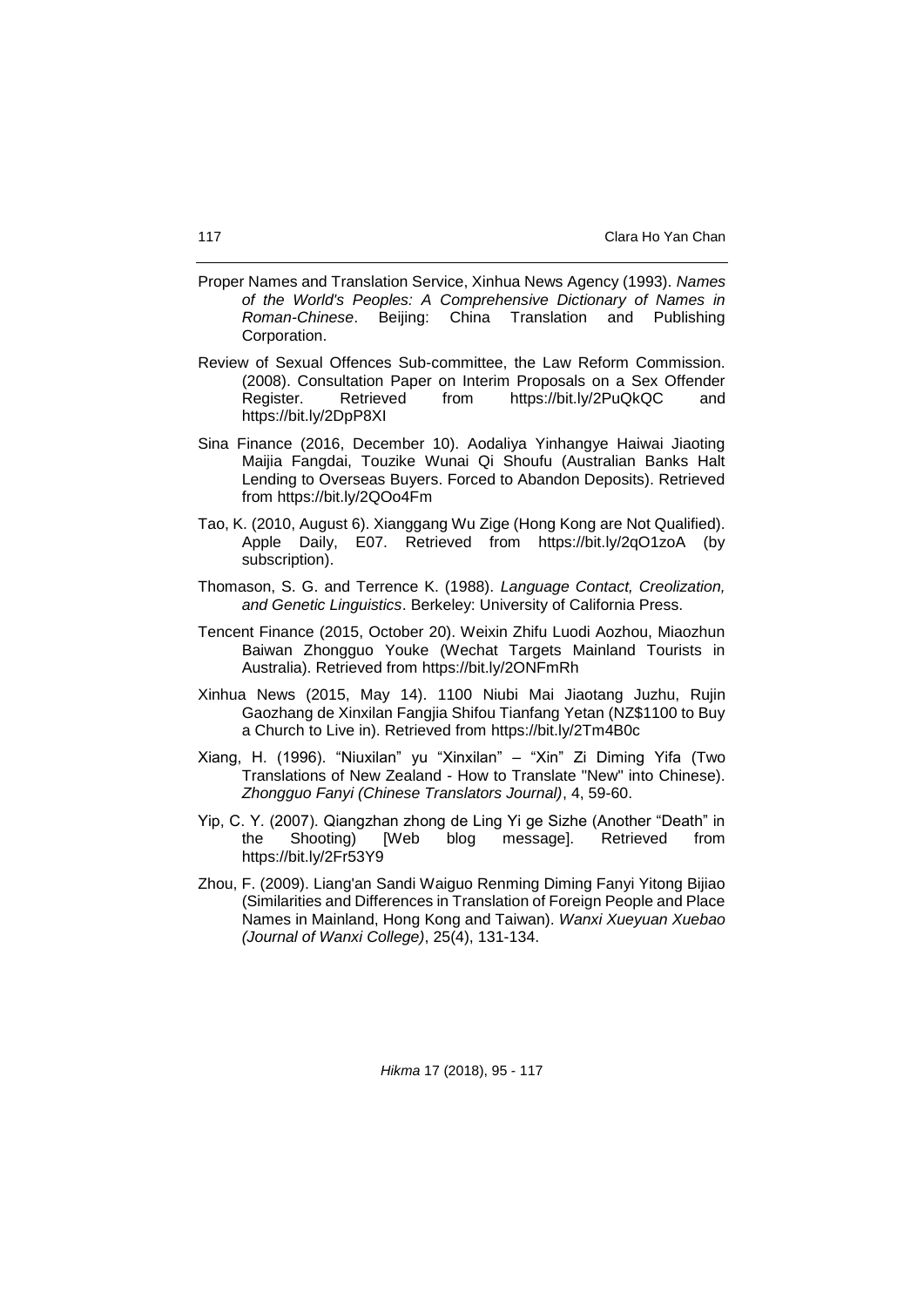Proper Names and Translation Service, Xinhua News Agency (1993). *Names of the World's Peoples: A Comprehensive Dictionary of Names in Roman-Chinese*. Beijing: China Translation and Publishing Corporation.

Review of Sexual Offences Sub-committee, the Law Reform Commission. (2008). Consultation Paper on Interim Proposals on a Sex Offender Register. Retrieved from https://bit.ly/2PuQkQC and https://bit.ly/2DpP8XI

Sina Finance (2016, December 10). Aodaliya Yinhangye Haiwai Jiaoting Maijia Fangdai, Touzike Wunai Qi Shoufu (Australian Banks Halt Lending to Overseas Buyers. Forced to Abandon Deposits). Retrieved from https://bit.ly/2QOo4Fm

Tao, K. (2010, August 6). Xianggang Wu Zige (Hong Kong are Not Qualified). Apple Daily, E07. Retrieved from https://bit.ly/2qO1zoA (by subscription).

Thomason, S. G. and Terrence K. (1988). *Language Contact, Creolization, and Genetic Linguistics*. Berkeley: University of California Press.

Tencent Finance (2015, October 20). Weixin Zhifu Luodi Aozhou, Miaozhun Baiwan Zhongguo Youke (Wechat Targets Mainland Tourists in Australia). Retrieved from https://bit.ly/2ONFmRh

Xinhua News (2015, May 14). 1100 Niubi Mai Jiaotang Juzhu, Rujin Gaozhang de Xinxilan Fangjia Shifou Tianfang Yetan (NZ$1100 to Buy a Church to Live in). Retrieved from https://bit.ly/2Tm4B0c

Xiang, H. (1996). "Niuxilan" yu "Xinxilan" – "Xin" Zi Diming Yifa (Two Translations of New Zealand - How to Translate "New" into Chinese). *Zhongguo Fanyi (Chinese Translators Journal)*, 4, 59-60.

Yip, C. Y. (2007). Qiangzhan zhong de Ling Yi ge Sizhe (Another "Death" in the Shooting) [Web blog message]. Retrieved from https://bit.ly/2Fr53Y9

Zhou, F. (2009). Liang'an Sandi Waiguo Renming Diming Fanyi Yitong Bijiao (Similarities and Differences in Translation of Foreign People and Place Names in Mainland, Hong Kong and Taiwan). *Wanxi Xueyuan Xuebao (Journal of Wanxi College)*, 25(4), 131-134.